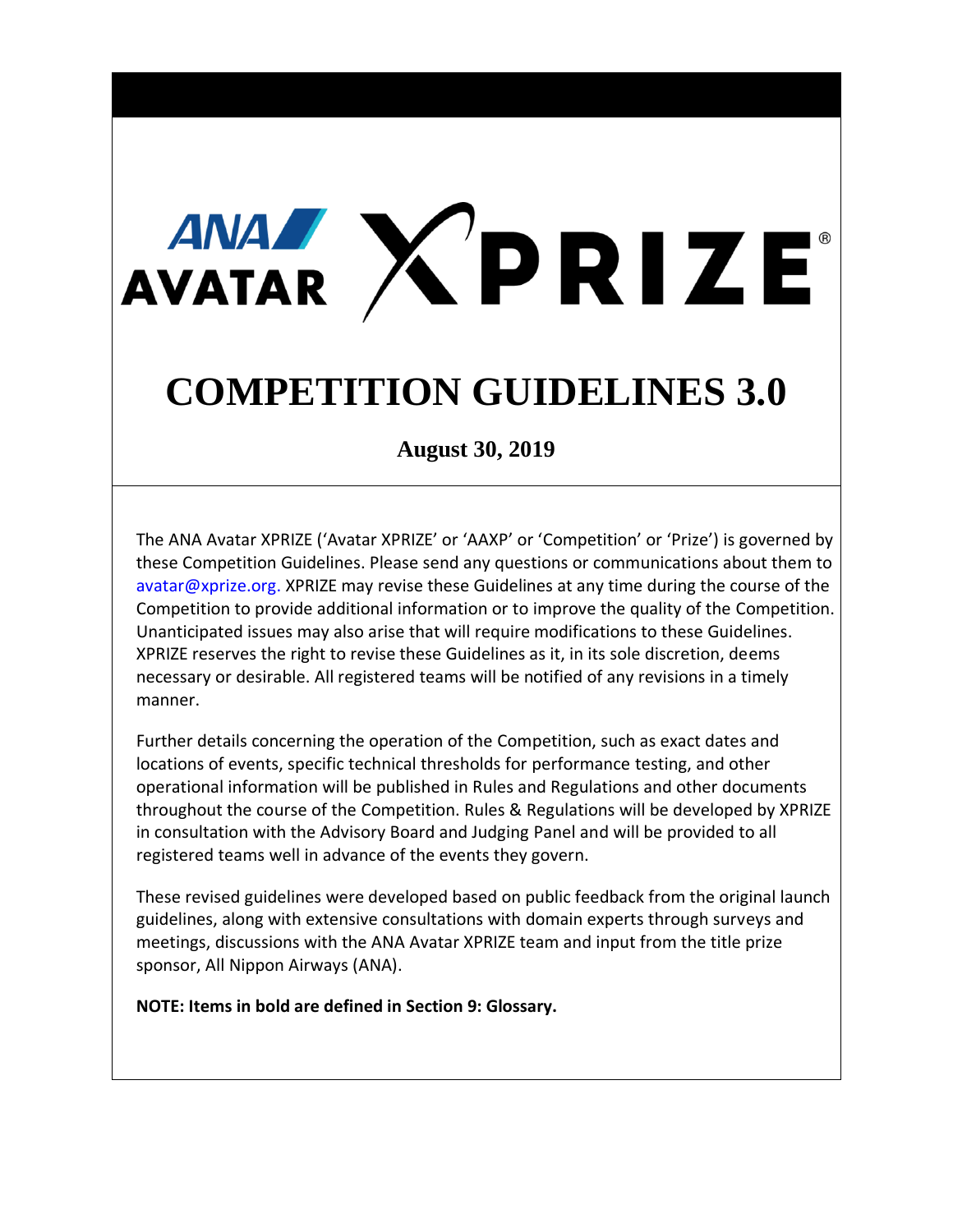# ANA AVATAR XPRIZE

# COMPETITION GUIDELINES 3.0

**August 30, 2019**

The ANA Avatar XPRIZE ('Avatar XPRIZE' or 'AAXP' or 'Competition' or 'Prize') is governed by these Competition Guidelines. Please send any questions or communications about them to avatar@xprize.org. XPRIZE may revise these Guidelines at any time during the course of the Competition to provide additional information or to improve the quality of the Competition. Unanticipated issues may also arise that will require modifications to these Guidelines. XPRIZE reserves the right to revise these Guidelines as it, in its sole discretion, deems necessary or desirable. All registered teams will be notified of any revisions in a timely manner.

Further details concerning the operation of the Competition, such as exact dates and locations of events, specific technical thresholds for performance testing, and other operational information will be published in Rules and Regulations and other documents throughout the course of the Competition. Rules & Regulations will be developed by XPRIZE in consultation with the Advisory Board and Judging Panel and will be provided to all registered teams well in advance of the events they govern.

These revised guidelines were developed based on public feedback from the original launch guidelines, along with extensive consultations with domain experts through surveys and meetings, discussions with the ANA Avatar XPRIZE team and input from the title prize sponsor, All Nippon Airways (ANA).

**NOTE: Items in bold are defined in Section 9: Glossary.**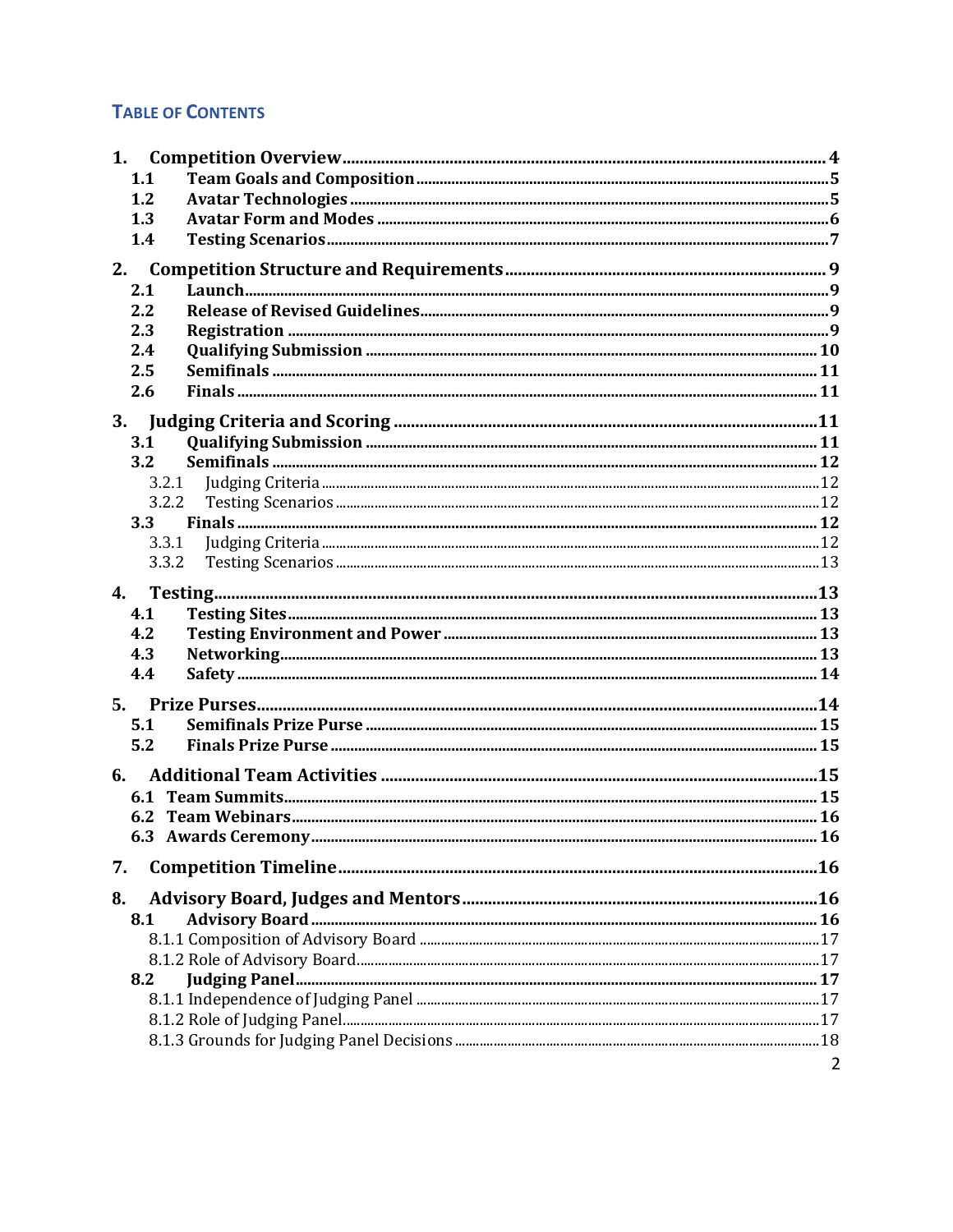## Table of Contents

**1. Competition Overview** .... 4
- **1.1 Team Goals and Composition** .... 5
- **1.2 Avatar Technologies** .... 5
- **1.3 Avatar Form and Modes** .... 6
- **1.4 Testing Scenarios** .... 7

**2. Competition Structure and Requirements** .... 9
- **2.1 Launch** .... 9
- **2.2 Release of Revised Guidelines** .... 9
- **2.3 Registration** .... 9
- **2.4 Qualifying Submission** .... 10
- **2.5 Semifinals** .... 11
- **2.6 Finals** .... 11

**3. Judging Criteria and Scoring** .... 11
- **3.1 Qualifying Submission** .... 11
- **3.2 Semifinals** .... 12
  - 3.2.1 Judging Criteria .... 12
  - 3.2.2 Testing Scenarios .... 12
- **3.3 Finals** .... 12
  - 3.3.1 Judging Criteria .... 12
  - 3.3.2 Testing Scenarios .... 13

**4. Testing** .... 13
- **4.1 Testing Sites** .... 13
- **4.2 Testing Environment and Power** .... 13
- **4.3 Networking** .... 13
- **4.4 Safety** .... 14

**5. Prize Purses** .... 14
- **5.1 Semifinals Prize Purse** .... 15
- **5.2 Finals Prize Purse** .... 15

**6. Additional Team Activities** .... 15
- **6.1 Team Summits** .... 15
- **6.2 Team Webinars** .... 16
- **6.3 Awards Ceremony** .... 16

**7. Competition Timeline** .... 16

**8. Advisory Board, Judges and Mentors** .... 16
- **8.1 Advisory Board** .... 16
  - 8.1.1 Composition of Advisory Board .... 17
  - 8.1.2 Role of Advisory Board .... 17
- **8.2 Judging Panel** .... 17
  - 8.1.1 Independence of Judging Panel .... 17
  - 8.1.2 Role of Judging Panel .... 17
  - 8.1.3 Grounds for Judging Panel Decisions .... 18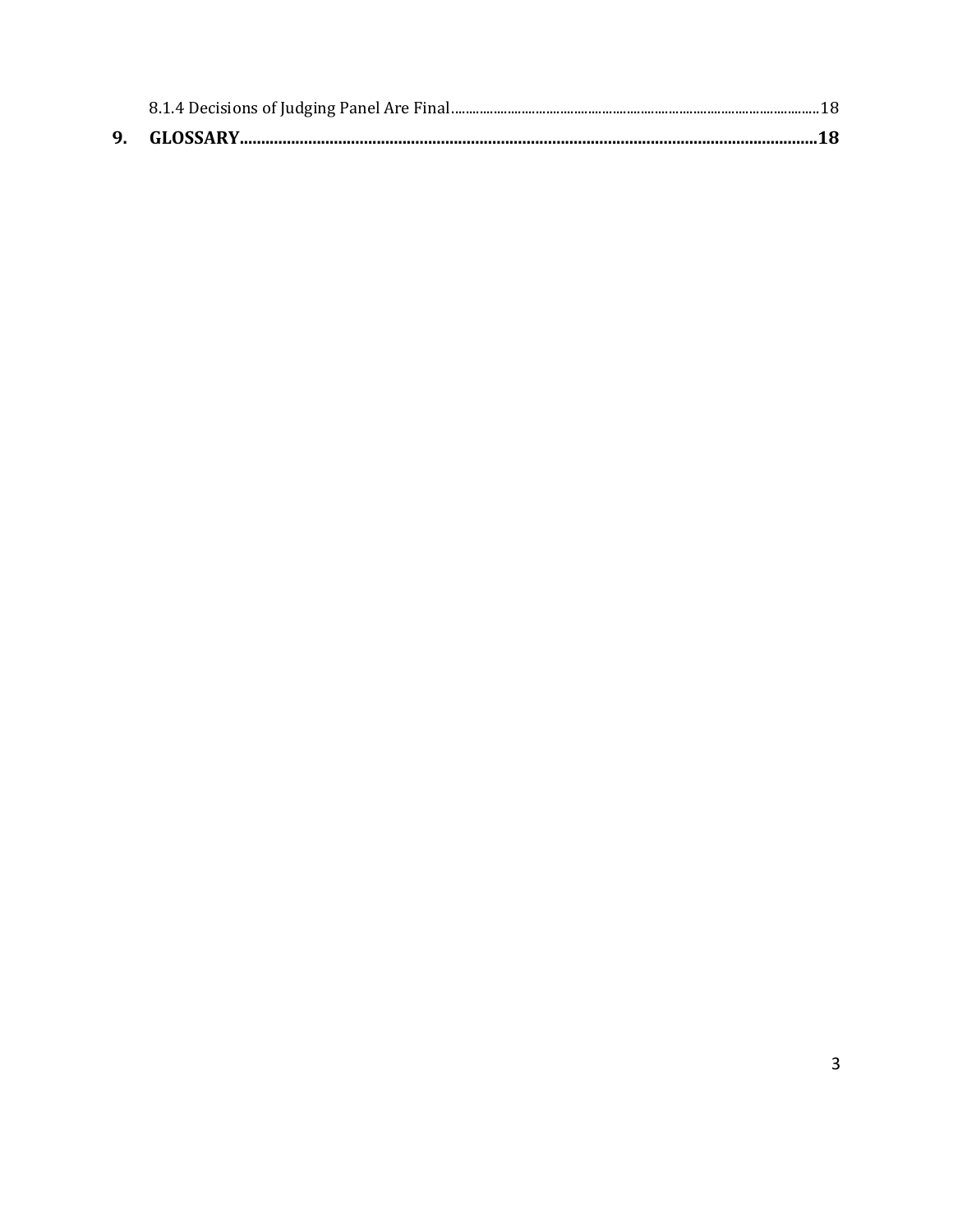8.1.4 Decisions of Judging Panel Are Final........................................................................................................18

**9. GLOSSARY.......................................................................................................................18**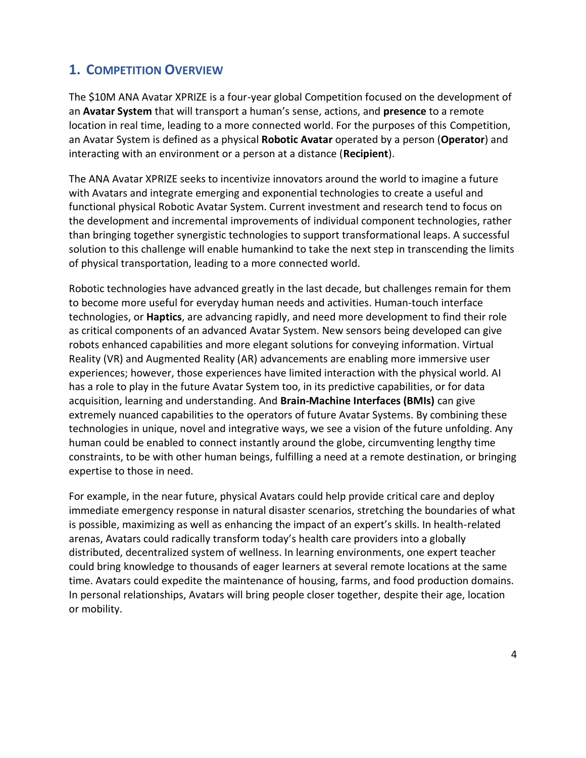## 1. COMPETITION OVERVIEW

The $10M ANA Avatar XPRIZE is a four-year global Competition focused on the development of an **Avatar System** that will transport a human's sense, actions, and **presence** to a remote location in real time, leading to a more connected world. For the purposes of this Competition, an Avatar System is defined as a physical **Robotic Avatar** operated by a person (**Operator**) and interacting with an environment or a person at a distance (**Recipient**).

The ANA Avatar XPRIZE seeks to incentivize innovators around the world to imagine a future with Avatars and integrate emerging and exponential technologies to create a useful and functional physical Robotic Avatar System. Current investment and research tend to focus on the development and incremental improvements of individual component technologies, rather than bringing together synergistic technologies to support transformational leaps. A successful solution to this challenge will enable humankind to take the next step in transcending the limits of physical transportation, leading to a more connected world.

Robotic technologies have advanced greatly in the last decade, but challenges remain for them to become more useful for everyday human needs and activities. Human-touch interface technologies, or **Haptics**, are advancing rapidly, and need more development to find their role as critical components of an advanced Avatar System. New sensors being developed can give robots enhanced capabilities and more elegant solutions for conveying information. Virtual Reality (VR) and Augmented Reality (AR) advancements are enabling more immersive user experiences; however, those experiences have limited interaction with the physical world. AI has a role to play in the future Avatar System too, in its predictive capabilities, or for data acquisition, learning and understanding. And **Brain-Machine Interfaces (BMIs)** can give extremely nuanced capabilities to the operators of future Avatar Systems. By combining these technologies in unique, novel and integrative ways, we see a vision of the future unfolding. Any human could be enabled to connect instantly around the globe, circumventing lengthy time constraints, to be with other human beings, fulfilling a need at a remote destination, or bringing expertise to those in need.

For example, in the near future, physical Avatars could help provide critical care and deploy immediate emergency response in natural disaster scenarios, stretching the boundaries of what is possible, maximizing as well as enhancing the impact of an expert's skills. In health-related arenas, Avatars could radically transform today's health care providers into a globally distributed, decentralized system of wellness. In learning environments, one expert teacher could bring knowledge to thousands of eager learners at several remote locations at the same time. Avatars could expedite the maintenance of housing, farms, and food production domains. In personal relationships, Avatars will bring people closer together, despite their age, location or mobility.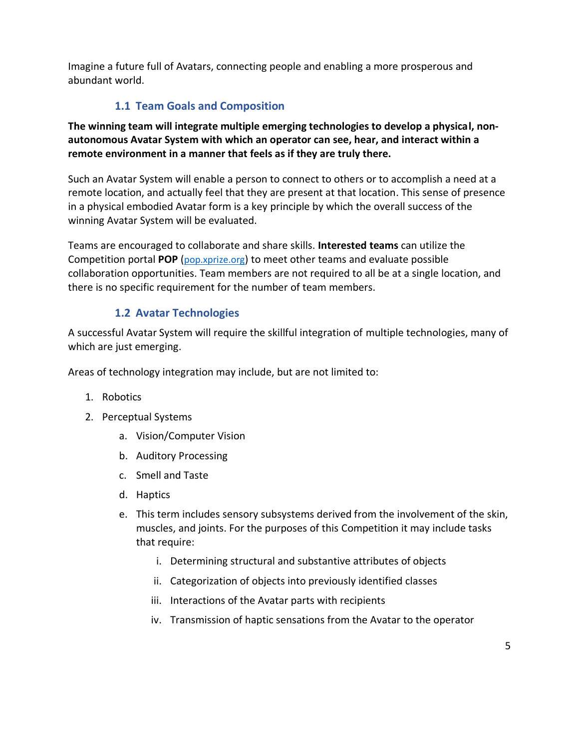Imagine a future full of Avatars, connecting people and enabling a more prosperous and abundant world.

### 1.1 Team Goals and Composition

**The winning team will integrate multiple emerging technologies to develop a physical, non-autonomous Avatar System with which an operator can see, hear, and interact within a remote environment in a manner that feels as if they are truly there.**

Such an Avatar System will enable a person to connect to others or to accomplish a need at a remote location, and actually feel that they are present at that location. This sense of presence in a physical embodied Avatar form is a key principle by which the overall success of the winning Avatar System will be evaluated.

Teams are encouraged to collaborate and share skills. **Interested teams** can utilize the Competition portal **POP** (pop.xprize.org) to meet other teams and evaluate possible collaboration opportunities. Team members are not required to all be at a single location, and there is no specific requirement for the number of team members.

### 1.2 Avatar Technologies

A successful Avatar System will require the skillful integration of multiple technologies, many of which are just emerging.

Areas of technology integration may include, but are not limited to:

1. Robotics
2. Perceptual Systems
    a. Vision/Computer Vision
    b. Auditory Processing
    c. Smell and Taste
    d. Haptics
    e. This term includes sensory subsystems derived from the involvement of the skin, muscles, and joints. For the purposes of this Competition it may include tasks that require:
        i. Determining structural and substantive attributes of objects
        ii. Categorization of objects into previously identified classes
        iii. Interactions of the Avatar parts with recipients
        iv. Transmission of haptic sensations from the Avatar to the operator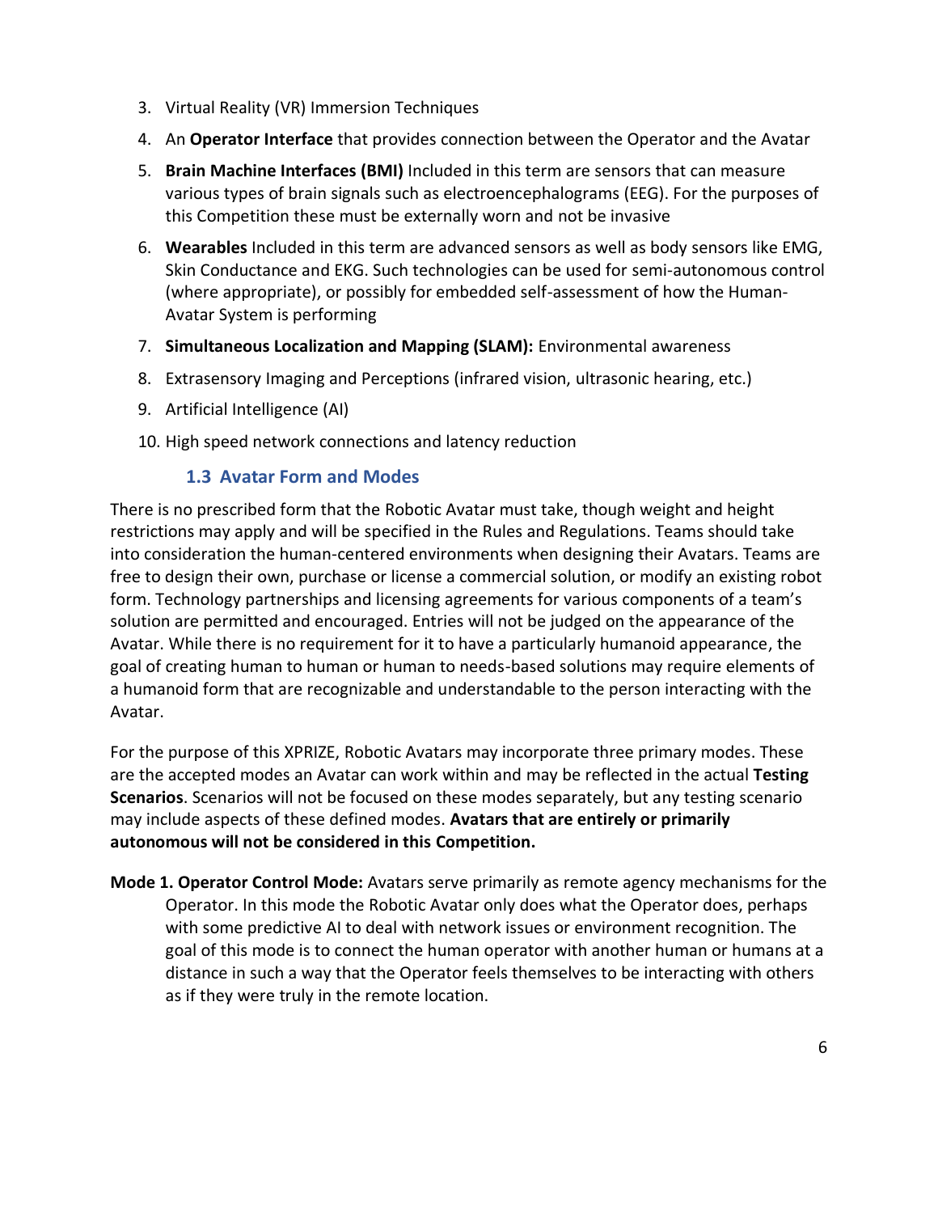3. Virtual Reality (VR) Immersion Techniques
4. An **Operator Interface** that provides connection between the Operator and the Avatar
5. **Brain Machine Interfaces (BMI)** Included in this term are sensors that can measure various types of brain signals such as electroencephalograms (EEG). For the purposes of this Competition these must be externally worn and not be invasive
6. **Wearables** Included in this term are advanced sensors as well as body sensors like EMG, Skin Conductance and EKG. Such technologies can be used for semi-autonomous control (where appropriate), or possibly for embedded self-assessment of how the Human-Avatar System is performing
7. **Simultaneous Localization and Mapping (SLAM):** Environmental awareness
8. Extrasensory Imaging and Perceptions (infrared vision, ultrasonic hearing, etc.)
9. Artificial Intelligence (AI)
10. High speed network connections and latency reduction

### 1.3 Avatar Form and Modes

There is no prescribed form that the Robotic Avatar must take, though weight and height restrictions may apply and will be specified in the Rules and Regulations. Teams should take into consideration the human-centered environments when designing their Avatars. Teams are free to design their own, purchase or license a commercial solution, or modify an existing robot form. Technology partnerships and licensing agreements for various components of a team's solution are permitted and encouraged. Entries will not be judged on the appearance of the Avatar. While there is no requirement for it to have a particularly humanoid appearance, the goal of creating human to human or human to needs-based solutions may require elements of a humanoid form that are recognizable and understandable to the person interacting with the Avatar.

For the purpose of this XPRIZE, Robotic Avatars may incorporate three primary modes. These are the accepted modes an Avatar can work within and may be reflected in the actual **Testing Scenarios**. Scenarios will not be focused on these modes separately, but any testing scenario may include aspects of these defined modes. **Avatars that are entirely or primarily autonomous will not be considered in this Competition.**

**Mode 1. Operator Control Mode:** Avatars serve primarily as remote agency mechanisms for the Operator. In this mode the Robotic Avatar only does what the Operator does, perhaps with some predictive AI to deal with network issues or environment recognition. The goal of this mode is to connect the human operator with another human or humans at a distance in such a way that the Operator feels themselves to be interacting with others as if they were truly in the remote location.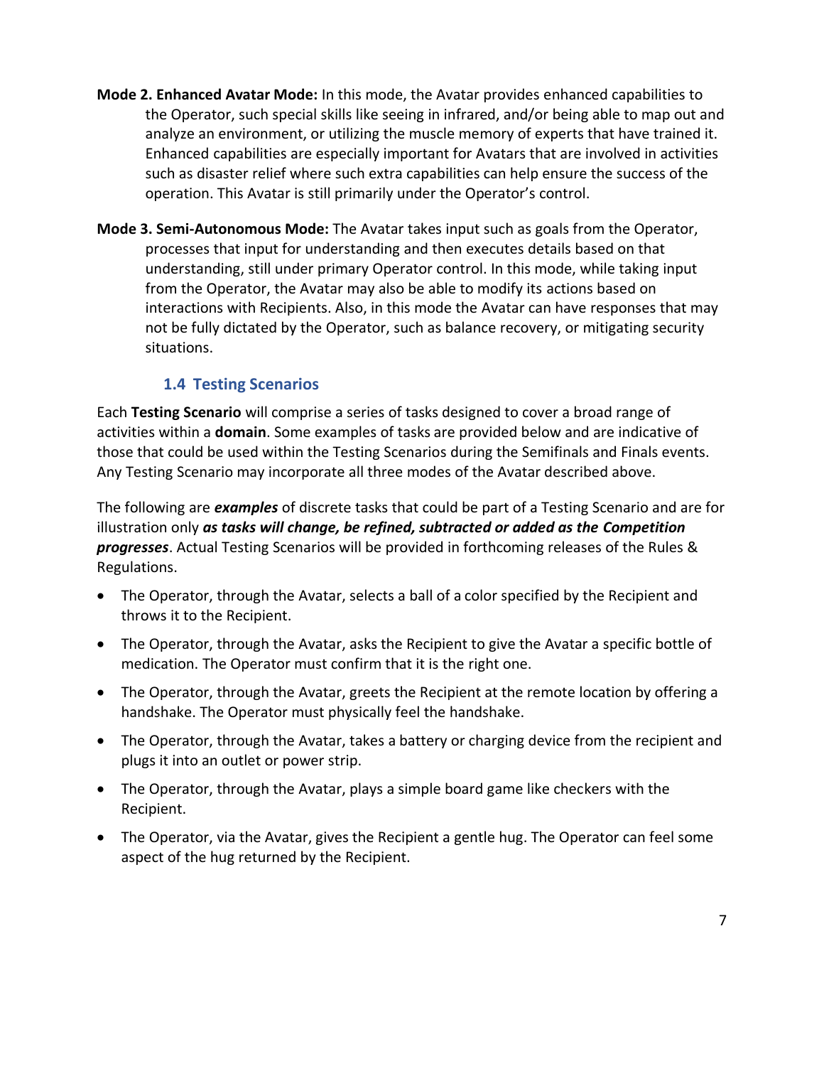**Mode 2. Enhanced Avatar Mode:** In this mode, the Avatar provides enhanced capabilities to the Operator, such special skills like seeing in infrared, and/or being able to map out and analyze an environment, or utilizing the muscle memory of experts that have trained it. Enhanced capabilities are especially important for Avatars that are involved in activities such as disaster relief where such extra capabilities can help ensure the success of the operation. This Avatar is still primarily under the Operator's control.

**Mode 3. Semi-Autonomous Mode:** The Avatar takes input such as goals from the Operator, processes that input for understanding and then executes details based on that understanding, still under primary Operator control. In this mode, while taking input from the Operator, the Avatar may also be able to modify its actions based on interactions with Recipients. Also, in this mode the Avatar can have responses that may not be fully dictated by the Operator, such as balance recovery, or mitigating security situations.

### 1.4 Testing Scenarios

Each **Testing Scenario** will comprise a series of tasks designed to cover a broad range of activities within a **domain**. Some examples of tasks are provided below and are indicative of those that could be used within the Testing Scenarios during the Semifinals and Finals events. Any Testing Scenario may incorporate all three modes of the Avatar described above.

The following are ***examples*** of discrete tasks that could be part of a Testing Scenario and are for illustration only ***as tasks will change, be refined, subtracted or added as the Competition progresses***. Actual Testing Scenarios will be provided in forthcoming releases of the Rules & Regulations.

- The Operator, through the Avatar, selects a ball of a color specified by the Recipient and throws it to the Recipient.
- The Operator, through the Avatar, asks the Recipient to give the Avatar a specific bottle of medication. The Operator must confirm that it is the right one.
- The Operator, through the Avatar, greets the Recipient at the remote location by offering a handshake. The Operator must physically feel the handshake.
- The Operator, through the Avatar, takes a battery or charging device from the recipient and plugs it into an outlet or power strip.
- The Operator, through the Avatar, plays a simple board game like checkers with the Recipient.
- The Operator, via the Avatar, gives the Recipient a gentle hug. The Operator can feel some aspect of the hug returned by the Recipient.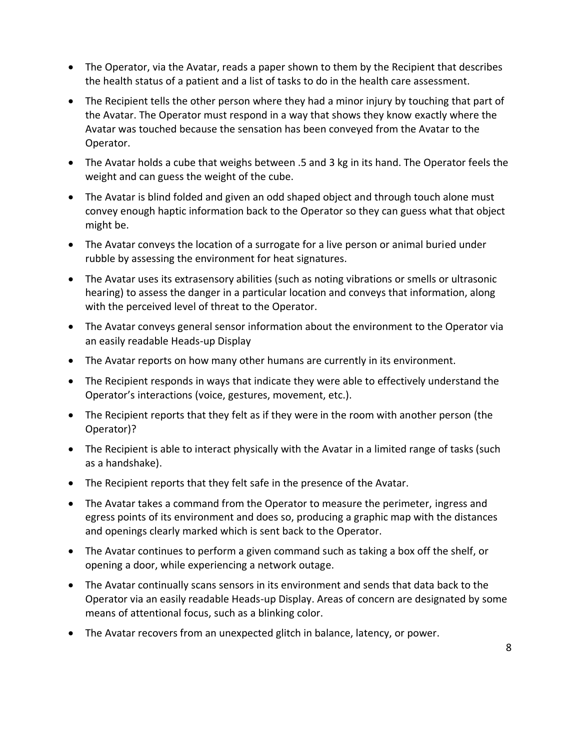- The Operator, via the Avatar, reads a paper shown to them by the Recipient that describes the health status of a patient and a list of tasks to do in the health care assessment.
- The Recipient tells the other person where they had a minor injury by touching that part of the Avatar. The Operator must respond in a way that shows they know exactly where the Avatar was touched because the sensation has been conveyed from the Avatar to the Operator.
- The Avatar holds a cube that weighs between .5 and 3 kg in its hand. The Operator feels the weight and can guess the weight of the cube.
- The Avatar is blind folded and given an odd shaped object and through touch alone must convey enough haptic information back to the Operator so they can guess what that object might be.
- The Avatar conveys the location of a surrogate for a live person or animal buried under rubble by assessing the environment for heat signatures.
- The Avatar uses its extrasensory abilities (such as noting vibrations or smells or ultrasonic hearing) to assess the danger in a particular location and conveys that information, along with the perceived level of threat to the Operator.
- The Avatar conveys general sensor information about the environment to the Operator via an easily readable Heads-up Display
- The Avatar reports on how many other humans are currently in its environment.
- The Recipient responds in ways that indicate they were able to effectively understand the Operator's interactions (voice, gestures, movement, etc.).
- The Recipient reports that they felt as if they were in the room with another person (the Operator)?
- The Recipient is able to interact physically with the Avatar in a limited range of tasks (such as a handshake).
- The Recipient reports that they felt safe in the presence of the Avatar.
- The Avatar takes a command from the Operator to measure the perimeter, ingress and egress points of its environment and does so, producing a graphic map with the distances and openings clearly marked which is sent back to the Operator.
- The Avatar continues to perform a given command such as taking a box off the shelf, or opening a door, while experiencing a network outage.
- The Avatar continually scans sensors in its environment and sends that data back to the Operator via an easily readable Heads-up Display. Areas of concern are designated by some means of attentional focus, such as a blinking color.
- The Avatar recovers from an unexpected glitch in balance, latency, or power.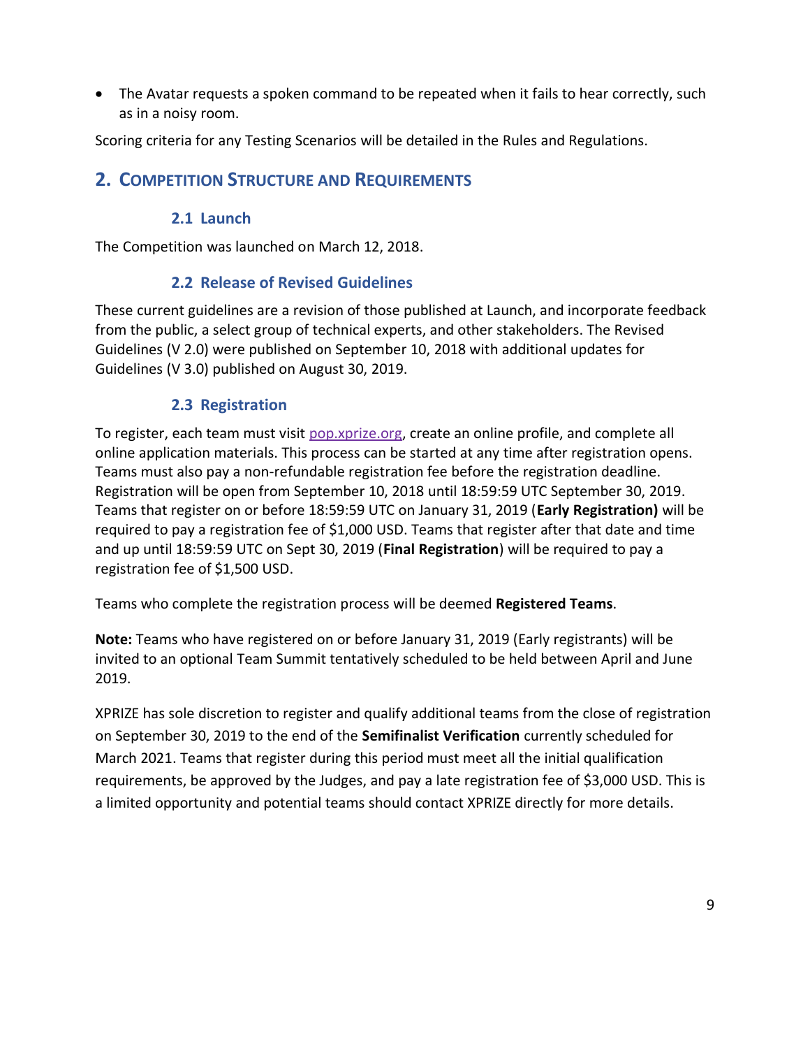- The Avatar requests a spoken command to be repeated when it fails to hear correctly, such as in a noisy room.

Scoring criteria for any Testing Scenarios will be detailed in the Rules and Regulations.

## 2. Competition Structure and Requirements

### 2.1 Launch

The Competition was launched on March 12, 2018.

### 2.2 Release of Revised Guidelines

These current guidelines are a revision of those published at Launch, and incorporate feedback from the public, a select group of technical experts, and other stakeholders. The Revised Guidelines (V 2.0) were published on September 10, 2018 with additional updates for Guidelines (V 3.0) published on August 30, 2019.

### 2.3 Registration

To register, each team must visit [pop.xprize.org](pop.xprize.org), create an online profile, and complete all online application materials. This process can be started at any time after registration opens. Teams must also pay a non-refundable registration fee before the registration deadline. Registration will be open from September 10, 2018 until 18:59:59 UTC September 30, 2019. Teams that register on or before 18:59:59 UTC on January 31, 2019 (**Early Registration)** will be required to pay a registration fee of $1,000 USD. Teams that register after that date and time and up until 18:59:59 UTC on Sept 30, 2019 (**Final Registration**) will be required to pay a registration fee of $1,500 USD.

Teams who complete the registration process will be deemed **Registered Teams**.

**Note:** Teams who have registered on or before January 31, 2019 (Early registrants) will be invited to an optional Team Summit tentatively scheduled to be held between April and June 2019.

XPRIZE has sole discretion to register and qualify additional teams from the close of registration on September 30, 2019 to the end of the **Semifinalist Verification** currently scheduled for March 2021. Teams that register during this period must meet all the initial qualification requirements, be approved by the Judges, and pay a late registration fee of $3,000 USD. This is a limited opportunity and potential teams should contact XPRIZE directly for more details.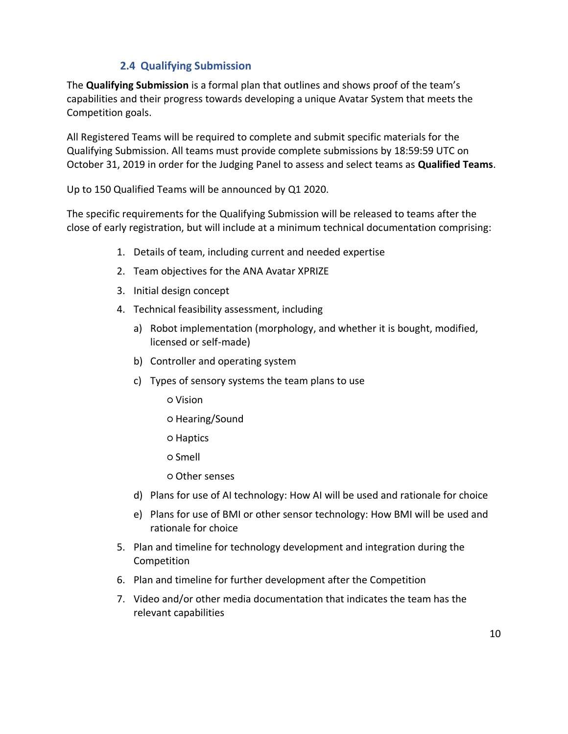### 2.4 Qualifying Submission

The **Qualifying Submission** is a formal plan that outlines and shows proof of the team's capabilities and their progress towards developing a unique Avatar System that meets the Competition goals.

All Registered Teams will be required to complete and submit specific materials for the Qualifying Submission. All teams must provide complete submissions by 18:59:59 UTC on October 31, 2019 in order for the Judging Panel to assess and select teams as **Qualified Teams**.

Up to 150 Qualified Teams will be announced by Q1 2020.

The specific requirements for the Qualifying Submission will be released to teams after the close of early registration, but will include at a minimum technical documentation comprising:

1. Details of team, including current and needed expertise
2. Team objectives for the ANA Avatar XPRIZE
3. Initial design concept
4. Technical feasibility assessment, including
   a) Robot implementation (morphology, and whether it is bought, modified, licensed or self-made)
   b) Controller and operating system
   c) Types of sensory systems the team plans to use
      - Vision
      - Hearing/Sound
      - Haptics
      - Smell
      - Other senses
   d) Plans for use of AI technology: How AI will be used and rationale for choice
   e) Plans for use of BMI or other sensor technology: How BMI will be used and rationale for choice
5. Plan and timeline for technology development and integration during the Competition
6. Plan and timeline for further development after the Competition
7. Video and/or other media documentation that indicates the team has the relevant capabilities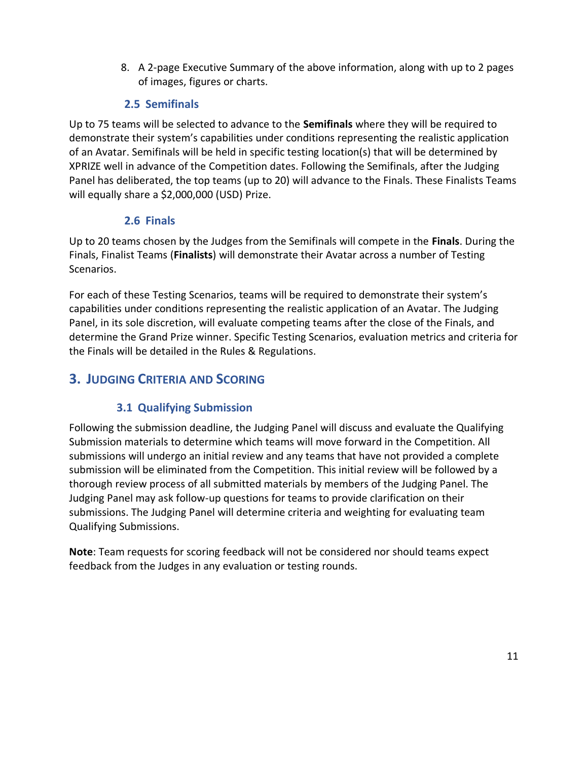8. A 2-page Executive Summary of the above information, along with up to 2 pages of images, figures or charts.

### 2.5 Semifinals

Up to 75 teams will be selected to advance to the **Semifinals** where they will be required to demonstrate their system's capabilities under conditions representing the realistic application of an Avatar. Semifinals will be held in specific testing location(s) that will be determined by XPRIZE well in advance of the Competition dates. Following the Semifinals, after the Judging Panel has deliberated, the top teams (up to 20) will advance to the Finals. These Finalists Teams will equally share a $2,000,000 (USD) Prize.

### 2.6 Finals

Up to 20 teams chosen by the Judges from the Semifinals will compete in the **Finals**. During the Finals, Finalist Teams (**Finalists**) will demonstrate their Avatar across a number of Testing Scenarios.

For each of these Testing Scenarios, teams will be required to demonstrate their system's capabilities under conditions representing the realistic application of an Avatar. The Judging Panel, in its sole discretion, will evaluate competing teams after the close of the Finals, and determine the Grand Prize winner. Specific Testing Scenarios, evaluation metrics and criteria for the Finals will be detailed in the Rules & Regulations.

## 3. Judging Criteria and Scoring

### 3.1 Qualifying Submission

Following the submission deadline, the Judging Panel will discuss and evaluate the Qualifying Submission materials to determine which teams will move forward in the Competition. All submissions will undergo an initial review and any teams that have not provided a complete submission will be eliminated from the Competition. This initial review will be followed by a thorough review process of all submitted materials by members of the Judging Panel. The Judging Panel may ask follow-up questions for teams to provide clarification on their submissions. The Judging Panel will determine criteria and weighting for evaluating team Qualifying Submissions.

**Note**: Team requests for scoring feedback will not be considered nor should teams expect feedback from the Judges in any evaluation or testing rounds.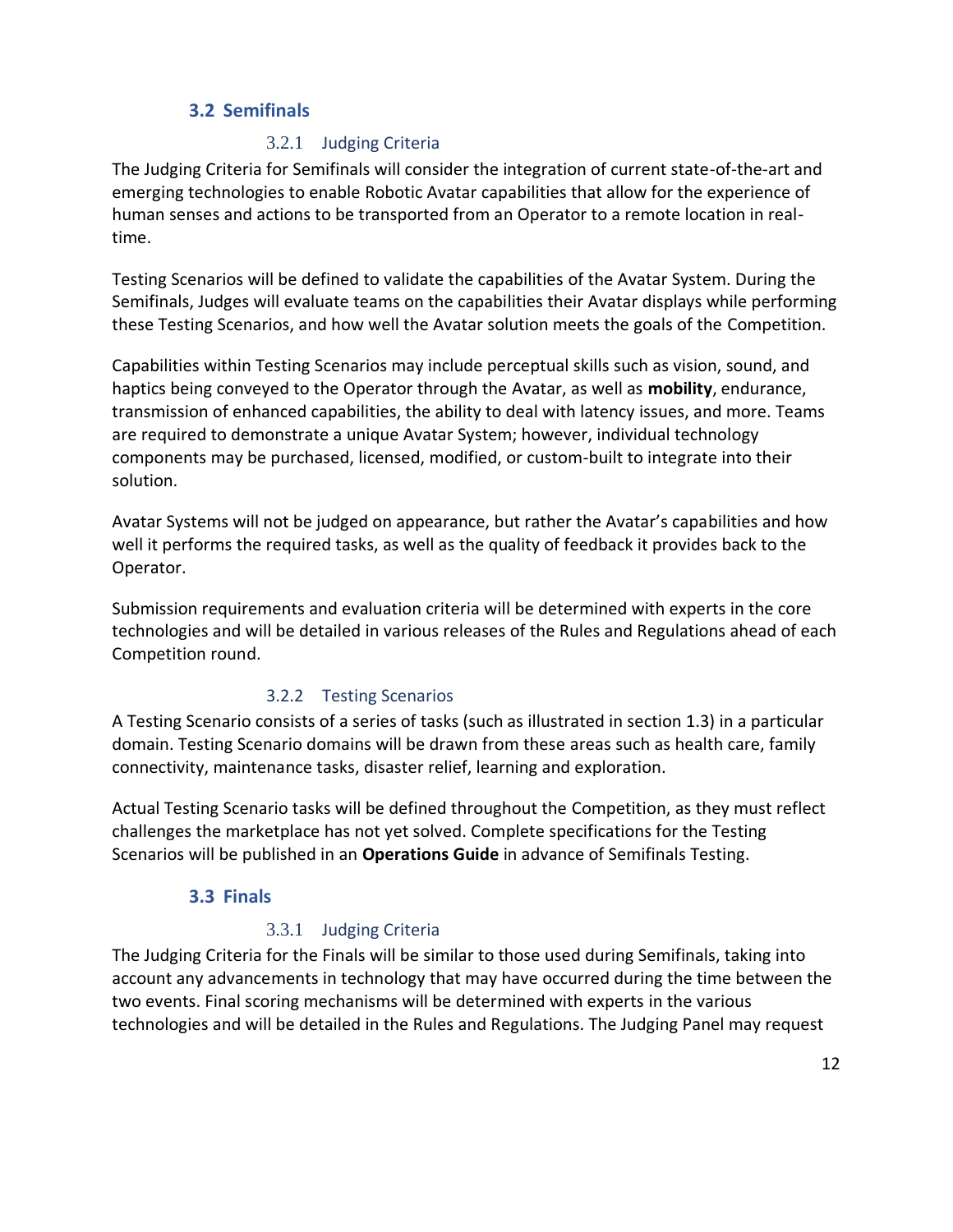## 3.2 Semifinals

### 3.2.1 Judging Criteria

The Judging Criteria for Semifinals will consider the integration of current state-of-the-art and emerging technologies to enable Robotic Avatar capabilities that allow for the experience of human senses and actions to be transported from an Operator to a remote location in real-time.

Testing Scenarios will be defined to validate the capabilities of the Avatar System. During the Semifinals, Judges will evaluate teams on the capabilities their Avatar displays while performing these Testing Scenarios, and how well the Avatar solution meets the goals of the Competition.

Capabilities within Testing Scenarios may include perceptual skills such as vision, sound, and haptics being conveyed to the Operator through the Avatar, as well as **mobility**, endurance, transmission of enhanced capabilities, the ability to deal with latency issues, and more. Teams are required to demonstrate a unique Avatar System; however, individual technology components may be purchased, licensed, modified, or custom-built to integrate into their solution.

Avatar Systems will not be judged on appearance, but rather the Avatar's capabilities and how well it performs the required tasks, as well as the quality of feedback it provides back to the Operator.

Submission requirements and evaluation criteria will be determined with experts in the core technologies and will be detailed in various releases of the Rules and Regulations ahead of each Competition round.

### 3.2.2 Testing Scenarios

A Testing Scenario consists of a series of tasks (such as illustrated in section 1.3) in a particular domain. Testing Scenario domains will be drawn from these areas such as health care, family connectivity, maintenance tasks, disaster relief, learning and exploration.

Actual Testing Scenario tasks will be defined throughout the Competition, as they must reflect challenges the marketplace has not yet solved. Complete specifications for the Testing Scenarios will be published in an **Operations Guide** in advance of Semifinals Testing.

## 3.3 Finals

### 3.3.1 Judging Criteria

The Judging Criteria for the Finals will be similar to those used during Semifinals, taking into account any advancements in technology that may have occurred during the time between the two events. Final scoring mechanisms will be determined with experts in the various technologies and will be detailed in the Rules and Regulations. The Judging Panel may request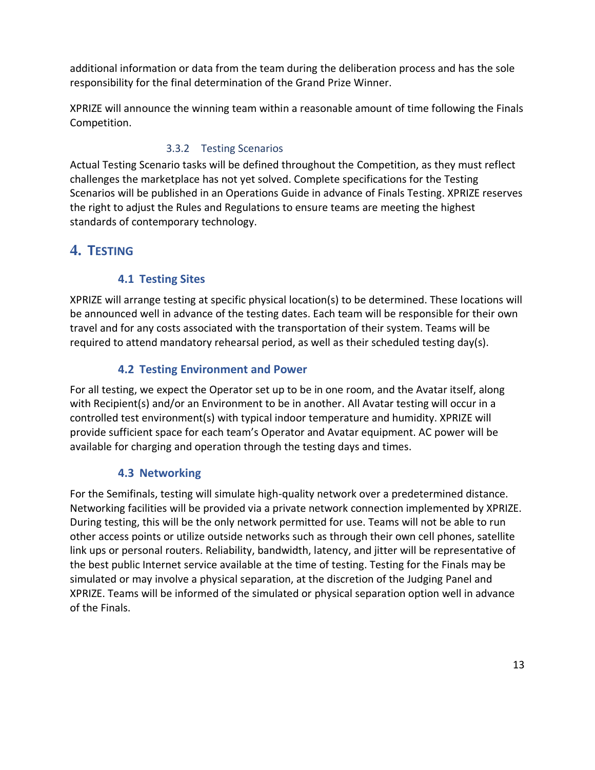additional information or data from the team during the deliberation process and has the sole responsibility for the final determination of the Grand Prize Winner.

XPRIZE will announce the winning team within a reasonable amount of time following the Finals Competition.

#### 3.3.2 Testing Scenarios

Actual Testing Scenario tasks will be defined throughout the Competition, as they must reflect challenges the marketplace has not yet solved. Complete specifications for the Testing Scenarios will be published in an Operations Guide in advance of Finals Testing. XPRIZE reserves the right to adjust the Rules and Regulations to ensure teams are meeting the highest standards of contemporary technology.

## 4. TESTING

### 4.1 Testing Sites

XPRIZE will arrange testing at specific physical location(s) to be determined. These locations will be announced well in advance of the testing dates. Each team will be responsible for their own travel and for any costs associated with the transportation of their system. Teams will be required to attend mandatory rehearsal period, as well as their scheduled testing day(s).

### 4.2 Testing Environment and Power

For all testing, we expect the Operator set up to be in one room, and the Avatar itself, along with Recipient(s) and/or an Environment to be in another. All Avatar testing will occur in a controlled test environment(s) with typical indoor temperature and humidity. XPRIZE will provide sufficient space for each team's Operator and Avatar equipment. AC power will be available for charging and operation through the testing days and times.

### 4.3 Networking

For the Semifinals, testing will simulate high-quality network over a predetermined distance. Networking facilities will be provided via a private network connection implemented by XPRIZE. During testing, this will be the only network permitted for use. Teams will not be able to run other access points or utilize outside networks such as through their own cell phones, satellite link ups or personal routers. Reliability, bandwidth, latency, and jitter will be representative of the best public Internet service available at the time of testing. Testing for the Finals may be simulated or may involve a physical separation, at the discretion of the Judging Panel and XPRIZE. Teams will be informed of the simulated or physical separation option well in advance of the Finals.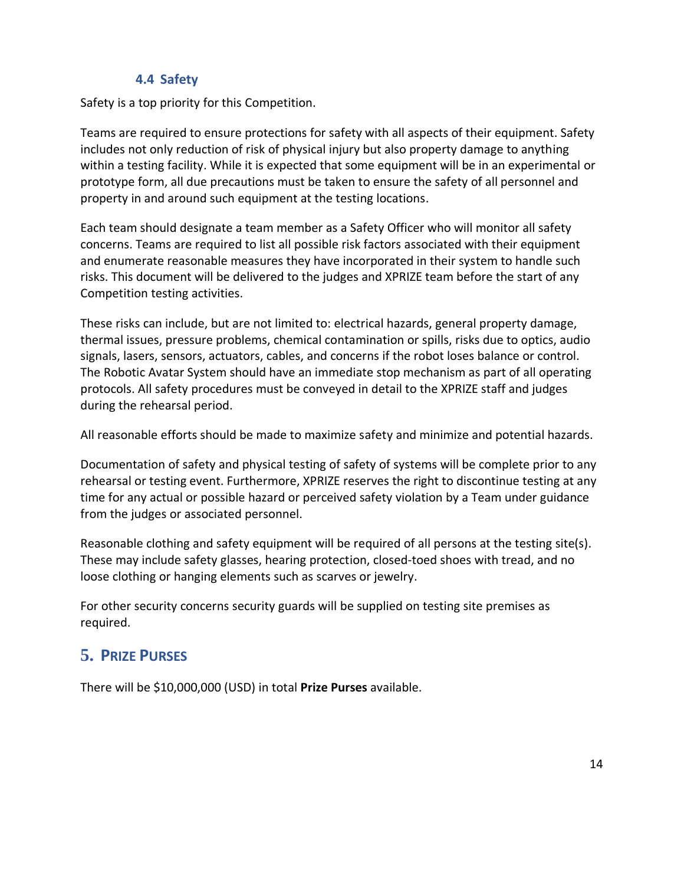### 4.4 Safety

Safety is a top priority for this Competition.

Teams are required to ensure protections for safety with all aspects of their equipment. Safety includes not only reduction of risk of physical injury but also property damage to anything within a testing facility. While it is expected that some equipment will be in an experimental or prototype form, all due precautions must be taken to ensure the safety of all personnel and property in and around such equipment at the testing locations.

Each team should designate a team member as a Safety Officer who will monitor all safety concerns. Teams are required to list all possible risk factors associated with their equipment and enumerate reasonable measures they have incorporated in their system to handle such risks. This document will be delivered to the judges and XPRIZE team before the start of any Competition testing activities.

These risks can include, but are not limited to: electrical hazards, general property damage, thermal issues, pressure problems, chemical contamination or spills, risks due to optics, audio signals, lasers, sensors, actuators, cables, and concerns if the robot loses balance or control. The Robotic Avatar System should have an immediate stop mechanism as part of all operating protocols. All safety procedures must be conveyed in detail to the XPRIZE staff and judges during the rehearsal period.

All reasonable efforts should be made to maximize safety and minimize and potential hazards.

Documentation of safety and physical testing of safety of systems will be complete prior to any rehearsal or testing event. Furthermore, XPRIZE reserves the right to discontinue testing at any time for any actual or possible hazard or perceived safety violation by a Team under guidance from the judges or associated personnel.

Reasonable clothing and safety equipment will be required of all persons at the testing site(s). These may include safety glasses, hearing protection, closed-toed shoes with tread, and no loose clothing or hanging elements such as scarves or jewelry.

For other security concerns security guards will be supplied on testing site premises as required.

## 5. Prize Purses

There will be $10,000,000 (USD) in total **Prize Purses** available.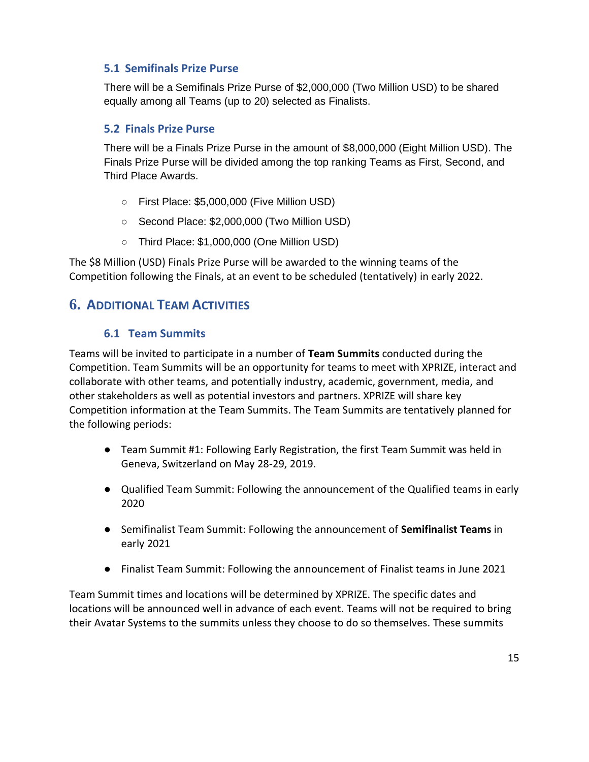### 5.1 Semifinals Prize Purse

There will be a Semifinals Prize Purse of $2,000,000 (Two Million USD) to be shared equally among all Teams (up to 20) selected as Finalists.

### 5.2 Finals Prize Purse

There will be a Finals Prize Purse in the amount of $8,000,000 (Eight Million USD). The Finals Prize Purse will be divided among the top ranking Teams as First, Second, and Third Place Awards.

- First Place: $5,000,000 (Five Million USD)
- Second Place: $2,000,000 (Two Million USD)
- Third Place: $1,000,000 (One Million USD)

The $8 Million (USD) Finals Prize Purse will be awarded to the winning teams of the Competition following the Finals, at an event to be scheduled (tentatively) in early 2022.

## 6. Additional Team Activities

### 6.1 Team Summits

Teams will be invited to participate in a number of **Team Summits** conducted during the Competition. Team Summits will be an opportunity for teams to meet with XPRIZE, interact and collaborate with other teams, and potentially industry, academic, government, media, and other stakeholders as well as potential investors and partners. XPRIZE will share key Competition information at the Team Summits. The Team Summits are tentatively planned for the following periods:

- Team Summit #1: Following Early Registration, the first Team Summit was held in Geneva, Switzerland on May 28-29, 2019.
- Qualified Team Summit: Following the announcement of the Qualified teams in early 2020
- Semifinalist Team Summit: Following the announcement of **Semifinalist Teams** in early 2021
- Finalist Team Summit: Following the announcement of Finalist teams in June 2021

Team Summit times and locations will be determined by XPRIZE. The specific dates and locations will be announced well in advance of each event. Teams will not be required to bring their Avatar Systems to the summits unless they choose to do so themselves. These summits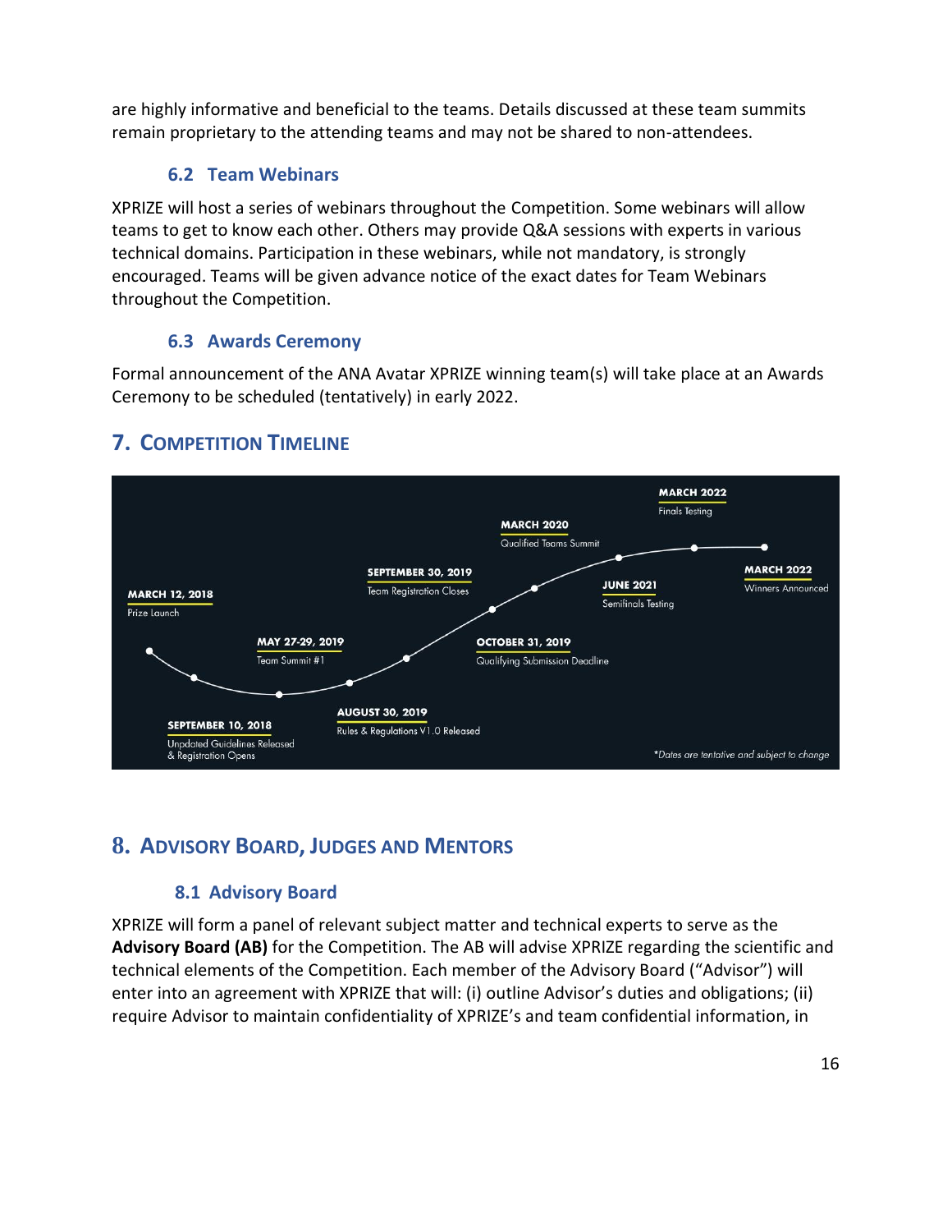are highly informative and beneficial to the teams. Details discussed at these team summits remain proprietary to the attending teams and may not be shared to non-attendees.

### 6.2 Team Webinars

XPRIZE will host a series of webinars throughout the Competition. Some webinars will allow teams to get to know each other. Others may provide Q&A sessions with experts in various technical domains. Participation in these webinars, while not mandatory, is strongly encouraged. Teams will be given advance notice of the exact dates for Team Webinars throughout the Competition.

### 6.3 Awards Ceremony

Formal announcement of the ANA Avatar XPRIZE winning team(s) will take place at an Awards Ceremony to be scheduled (tentatively) in early 2022.

## 7. Competition Timeline

- **MARCH 12, 2018** – Prize Launch
- **SEPTEMBER 10, 2018** – Unpdated Guidelines Released & Registration Opens
- **MAY 27-29, 2019** – Team Summit #1
- **AUGUST 30, 2019** – Rules & Regulations V1.0 Released
- **SEPTEMBER 30, 2019** – Team Registration Closes
- **OCTOBER 31, 2019** – Qualifying Submission Deadline
- **MARCH 2020** – Qualified Teams Summit
- **JUNE 2021** – Semifinals Testing
- **MARCH 2022** – Finals Testing
- **MARCH 2022** – Winners Announced

*Dates are tentative and subject to change

## 8. Advisory Board, Judges and Mentors

### 8.1 Advisory Board

XPRIZE will form a panel of relevant subject matter and technical experts to serve as the **Advisory Board (AB)** for the Competition. The AB will advise XPRIZE regarding the scientific and technical elements of the Competition. Each member of the Advisory Board ("Advisor") will enter into an agreement with XPRIZE that will: (i) outline Advisor's duties and obligations; (ii) require Advisor to maintain confidentiality of XPRIZE's and team confidential information, in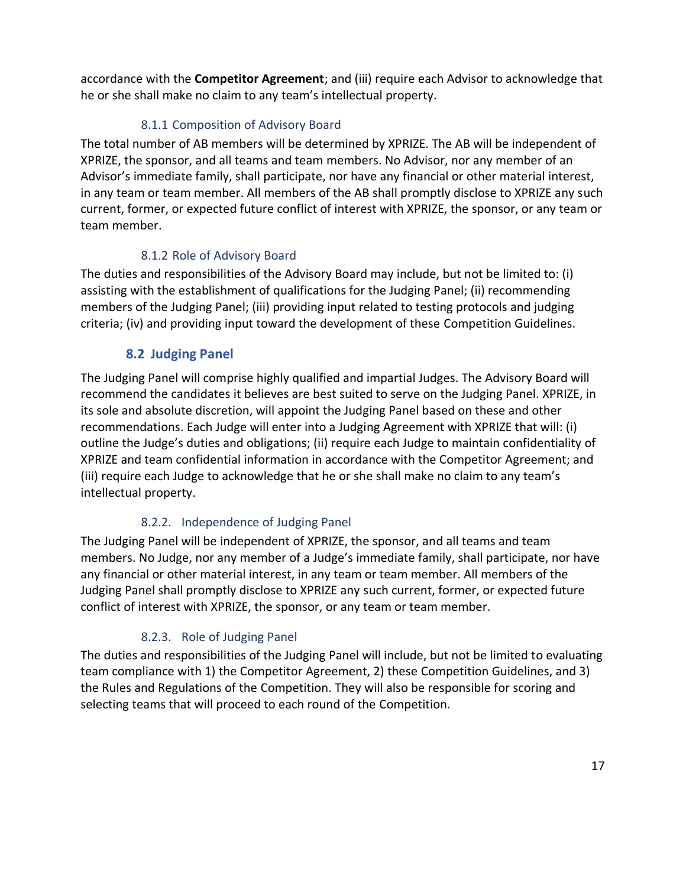accordance with the **Competitor Agreement**; and (iii) require each Advisor to acknowledge that he or she shall make no claim to any team's intellectual property.

#### 8.1.1 Composition of Advisory Board

The total number of AB members will be determined by XPRIZE. The AB will be independent of XPRIZE, the sponsor, and all teams and team members. No Advisor, nor any member of an Advisor's immediate family, shall participate, nor have any financial or other material interest, in any team or team member. All members of the AB shall promptly disclose to XPRIZE any such current, former, or expected future conflict of interest with XPRIZE, the sponsor, or any team or team member.

#### 8.1.2 Role of Advisory Board

The duties and responsibilities of the Advisory Board may include, but not be limited to: (i) assisting with the establishment of qualifications for the Judging Panel; (ii) recommending members of the Judging Panel; (iii) providing input related to testing protocols and judging criteria; (iv) and providing input toward the development of these Competition Guidelines.

### 8.2 Judging Panel

The Judging Panel will comprise highly qualified and impartial Judges. The Advisory Board will recommend the candidates it believes are best suited to serve on the Judging Panel. XPRIZE, in its sole and absolute discretion, will appoint the Judging Panel based on these and other recommendations. Each Judge will enter into a Judging Agreement with XPRIZE that will: (i) outline the Judge's duties and obligations; (ii) require each Judge to maintain confidentiality of XPRIZE and team confidential information in accordance with the Competitor Agreement; and (iii) require each Judge to acknowledge that he or she shall make no claim to any team's intellectual property.

#### 8.2.2. Independence of Judging Panel

The Judging Panel will be independent of XPRIZE, the sponsor, and all teams and team members. No Judge, nor any member of a Judge's immediate family, shall participate, nor have any financial or other material interest, in any team or team member. All members of the Judging Panel shall promptly disclose to XPRIZE any such current, former, or expected future conflict of interest with XPRIZE, the sponsor, or any team or team member.

#### 8.2.3. Role of Judging Panel

The duties and responsibilities of the Judging Panel will include, but not be limited to evaluating team compliance with 1) the Competitor Agreement, 2) these Competition Guidelines, and 3) the Rules and Regulations of the Competition. They will also be responsible for scoring and selecting teams that will proceed to each round of the Competition.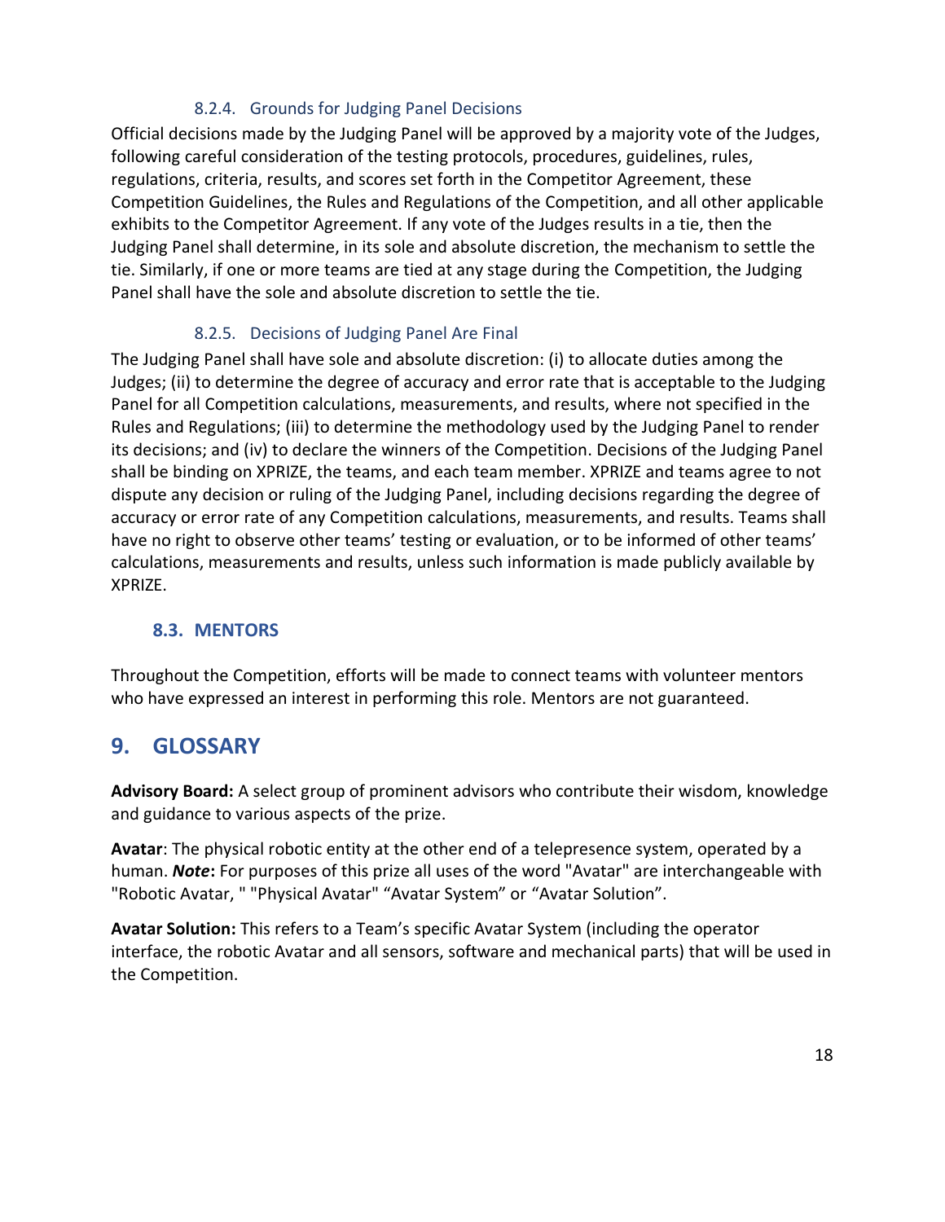#### 8.2.4. Grounds for Judging Panel Decisions

Official decisions made by the Judging Panel will be approved by a majority vote of the Judges, following careful consideration of the testing protocols, procedures, guidelines, rules, regulations, criteria, results, and scores set forth in the Competitor Agreement, these Competition Guidelines, the Rules and Regulations of the Competition, and all other applicable exhibits to the Competitor Agreement. If any vote of the Judges results in a tie, then the Judging Panel shall determine, in its sole and absolute discretion, the mechanism to settle the tie. Similarly, if one or more teams are tied at any stage during the Competition, the Judging Panel shall have the sole and absolute discretion to settle the tie.

#### 8.2.5. Decisions of Judging Panel Are Final

The Judging Panel shall have sole and absolute discretion: (i) to allocate duties among the Judges; (ii) to determine the degree of accuracy and error rate that is acceptable to the Judging Panel for all Competition calculations, measurements, and results, where not specified in the Rules and Regulations; (iii) to determine the methodology used by the Judging Panel to render its decisions; and (iv) to declare the winners of the Competition. Decisions of the Judging Panel shall be binding on XPRIZE, the teams, and each team member. XPRIZE and teams agree to not dispute any decision or ruling of the Judging Panel, including decisions regarding the degree of accuracy or error rate of any Competition calculations, measurements, and results. Teams shall have no right to observe other teams' testing or evaluation, or to be informed of other teams' calculations, measurements and results, unless such information is made publicly available by XPRIZE.

### 8.3. MENTORS

Throughout the Competition, efforts will be made to connect teams with volunteer mentors who have expressed an interest in performing this role. Mentors are not guaranteed.

## 9. GLOSSARY

**Advisory Board:** A select group of prominent advisors who contribute their wisdom, knowledge and guidance to various aspects of the prize.

**Avatar**: The physical robotic entity at the other end of a telepresence system, operated by a human. ***Note*****:** For purposes of this prize all uses of the word "Avatar" are interchangeable with "Robotic Avatar, " "Physical Avatar" "Avatar System" or "Avatar Solution".

**Avatar Solution:** This refers to a Team's specific Avatar System (including the operator interface, the robotic Avatar and all sensors, software and mechanical parts) that will be used in the Competition.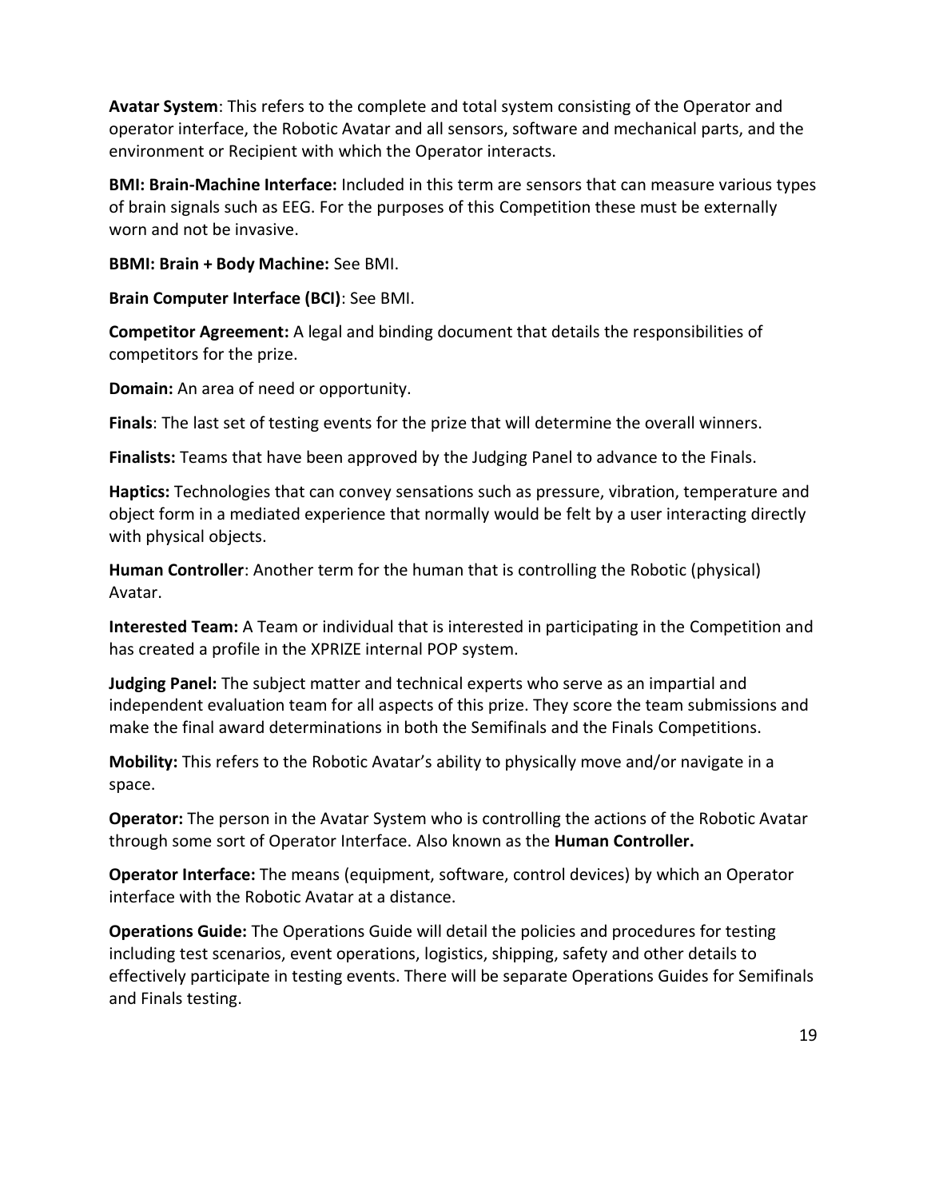**Avatar System**: This refers to the complete and total system consisting of the Operator and operator interface, the Robotic Avatar and all sensors, software and mechanical parts, and the environment or Recipient with which the Operator interacts.

**BMI: Brain-Machine Interface:** Included in this term are sensors that can measure various types of brain signals such as EEG. For the purposes of this Competition these must be externally worn and not be invasive.

**BBMI: Brain + Body Machine:** See BMI.

**Brain Computer Interface (BCI)**: See BMI.

**Competitor Agreement:** A legal and binding document that details the responsibilities of competitors for the prize.

**Domain:** An area of need or opportunity.

**Finals**: The last set of testing events for the prize that will determine the overall winners.

**Finalists:** Teams that have been approved by the Judging Panel to advance to the Finals.

**Haptics:** Technologies that can convey sensations such as pressure, vibration, temperature and object form in a mediated experience that normally would be felt by a user interacting directly with physical objects.

**Human Controller**: Another term for the human that is controlling the Robotic (physical) Avatar.

**Interested Team:** A Team or individual that is interested in participating in the Competition and has created a profile in the XPRIZE internal POP system.

**Judging Panel:** The subject matter and technical experts who serve as an impartial and independent evaluation team for all aspects of this prize. They score the team submissions and make the final award determinations in both the Semifinals and the Finals Competitions.

**Mobility:** This refers to the Robotic Avatar's ability to physically move and/or navigate in a space.

**Operator:** The person in the Avatar System who is controlling the actions of the Robotic Avatar through some sort of Operator Interface. Also known as the **Human Controller.**

**Operator Interface:** The means (equipment, software, control devices) by which an Operator interface with the Robotic Avatar at a distance.

**Operations Guide:** The Operations Guide will detail the policies and procedures for testing including test scenarios, event operations, logistics, shipping, safety and other details to effectively participate in testing events. There will be separate Operations Guides for Semifinals and Finals testing.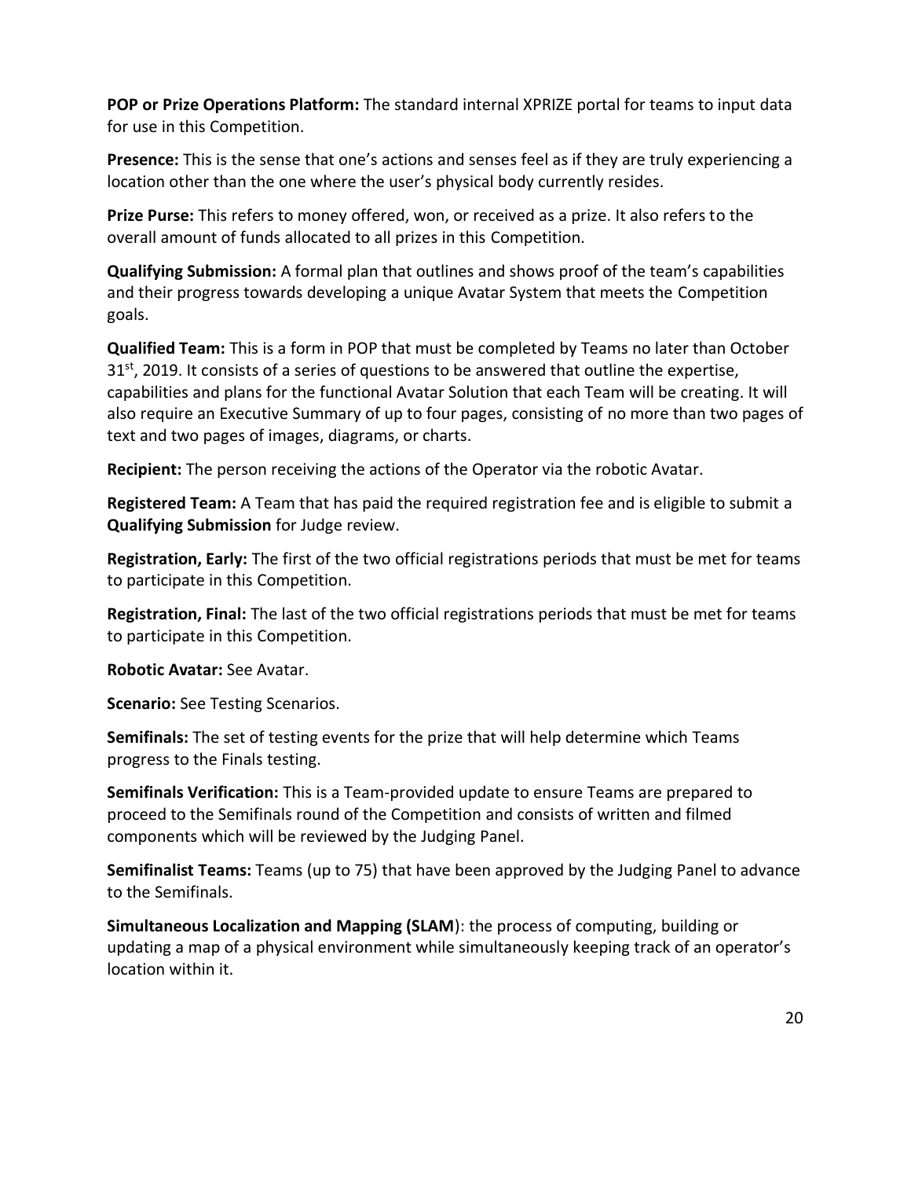**POP or Prize Operations Platform:** The standard internal XPRIZE portal for teams to input data for use in this Competition.

**Presence:** This is the sense that one's actions and senses feel as if they are truly experiencing a location other than the one where the user's physical body currently resides.

**Prize Purse:** This refers to money offered, won, or received as a prize. It also refers to the overall amount of funds allocated to all prizes in this Competition.

**Qualifying Submission:** A formal plan that outlines and shows proof of the team's capabilities and their progress towards developing a unique Avatar System that meets the Competition goals.

**Qualified Team:** This is a form in POP that must be completed by Teams no later than October 31st, 2019. It consists of a series of questions to be answered that outline the expertise, capabilities and plans for the functional Avatar Solution that each Team will be creating. It will also require an Executive Summary of up to four pages, consisting of no more than two pages of text and two pages of images, diagrams, or charts.

**Recipient:** The person receiving the actions of the Operator via the robotic Avatar.

**Registered Team:** A Team that has paid the required registration fee and is eligible to submit a **Qualifying Submission** for Judge review.

**Registration, Early:** The first of the two official registrations periods that must be met for teams to participate in this Competition.

**Registration, Final:** The last of the two official registrations periods that must be met for teams to participate in this Competition.

**Robotic Avatar:** See Avatar.

**Scenario:** See Testing Scenarios.

**Semifinals:** The set of testing events for the prize that will help determine which Teams progress to the Finals testing.

**Semifinals Verification:** This is a Team-provided update to ensure Teams are prepared to proceed to the Semifinals round of the Competition and consists of written and filmed components which will be reviewed by the Judging Panel.

**Semifinalist Teams:** Teams (up to 75) that have been approved by the Judging Panel to advance to the Semifinals.

**Simultaneous Localization and Mapping (SLAM**): the process of computing, building or updating a map of a physical environment while simultaneously keeping track of an operator's location within it.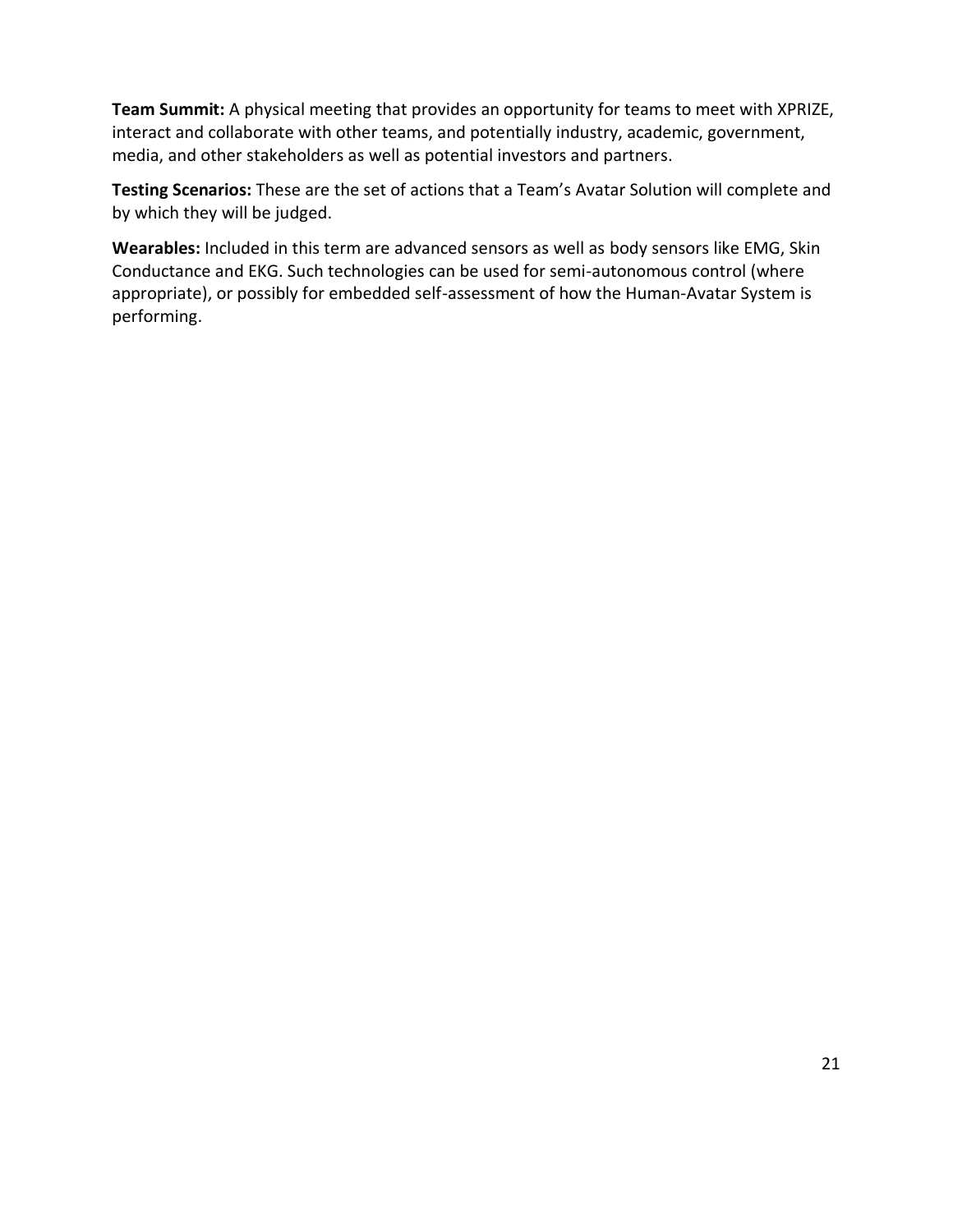**Team Summit:** A physical meeting that provides an opportunity for teams to meet with XPRIZE, interact and collaborate with other teams, and potentially industry, academic, government, media, and other stakeholders as well as potential investors and partners.

**Testing Scenarios:** These are the set of actions that a Team's Avatar Solution will complete and by which they will be judged.

**Wearables:** Included in this term are advanced sensors as well as body sensors like EMG, Skin Conductance and EKG. Such technologies can be used for semi-autonomous control (where appropriate), or possibly for embedded self-assessment of how the Human-Avatar System is performing.